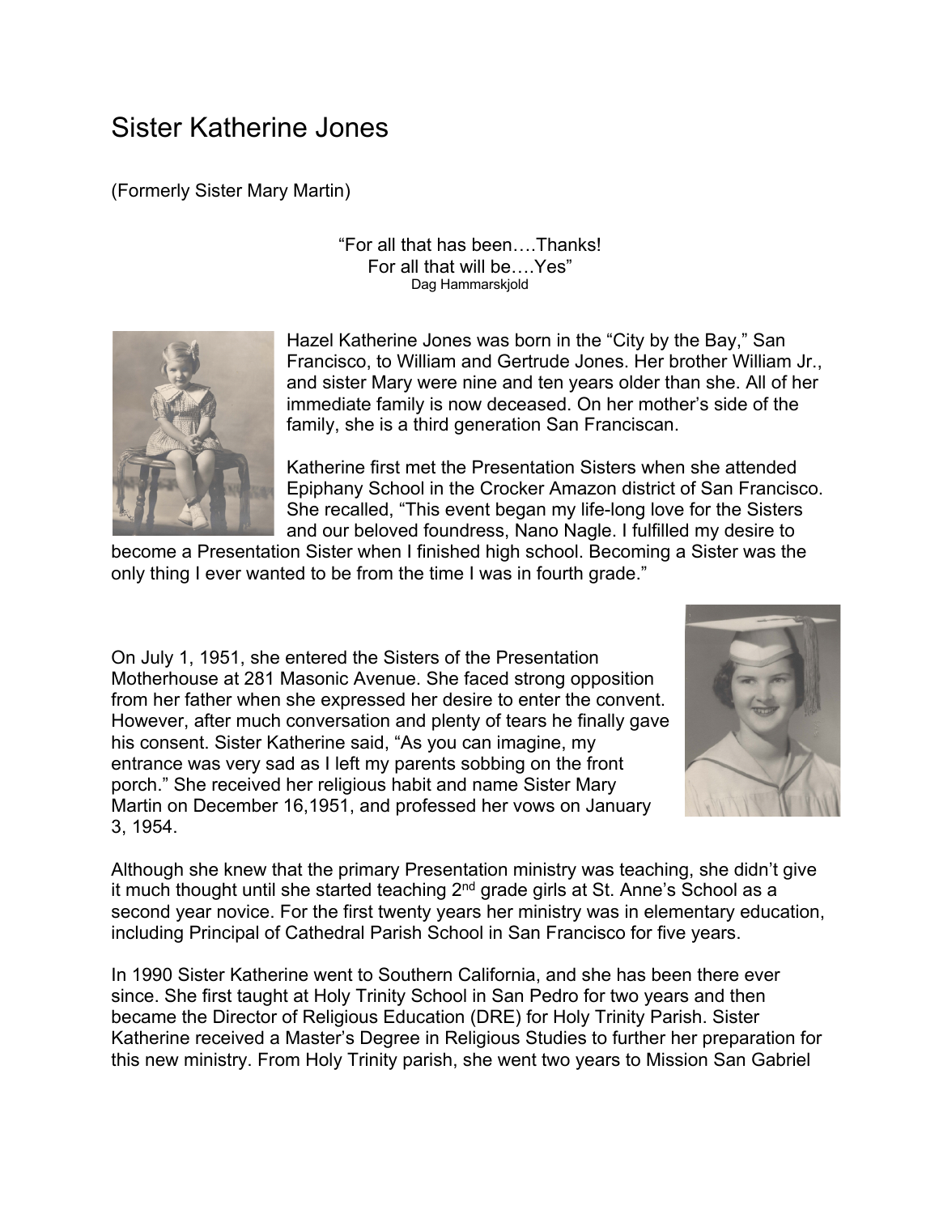# Sister Katherine Jones

(Formerly Sister Mary Martin)

"For all that has been….Thanks!
For all that will be….Yes"
Dag Hammarskjold

Hazel Katherine Jones was born in the "City by the Bay," San Francisco, to William and Gertrude Jones. Her brother William Jr., and sister Mary were nine and ten years older than she. All of her immediate family is now deceased. On her mother's side of the family, she is a third generation San Franciscan.

Katherine first met the Presentation Sisters when she attended Epiphany School in the Crocker Amazon district of San Francisco. She recalled, "This event began my life-long love for the Sisters and our beloved foundress, Nano Nagle. I fulfilled my desire to become a Presentation Sister when I finished high school. Becoming a Sister was the only thing I ever wanted to be from the time I was in fourth grade."

On July 1, 1951, she entered the Sisters of the Presentation Motherhouse at 281 Masonic Avenue. She faced strong opposition from her father when she expressed her desire to enter the convent. However, after much conversation and plenty of tears he finally gave his consent. Sister Katherine said, "As you can imagine, my entrance was very sad as I left my parents sobbing on the front porch." She received her religious habit and name Sister Mary Martin on December 16,1951, and professed her vows on January 3, 1954.

Although she knew that the primary Presentation ministry was teaching, she didn't give it much thought until she started teaching 2nd grade girls at St. Anne's School as a second year novice. For the first twenty years her ministry was in elementary education, including Principal of Cathedral Parish School in San Francisco for five years.

In 1990 Sister Katherine went to Southern California, and she has been there ever since. She first taught at Holy Trinity School in San Pedro for two years and then became the Director of Religious Education (DRE) for Holy Trinity Parish. Sister Katherine received a Master's Degree in Religious Studies to further her preparation for this new ministry. From Holy Trinity parish, she went two years to Mission San Gabriel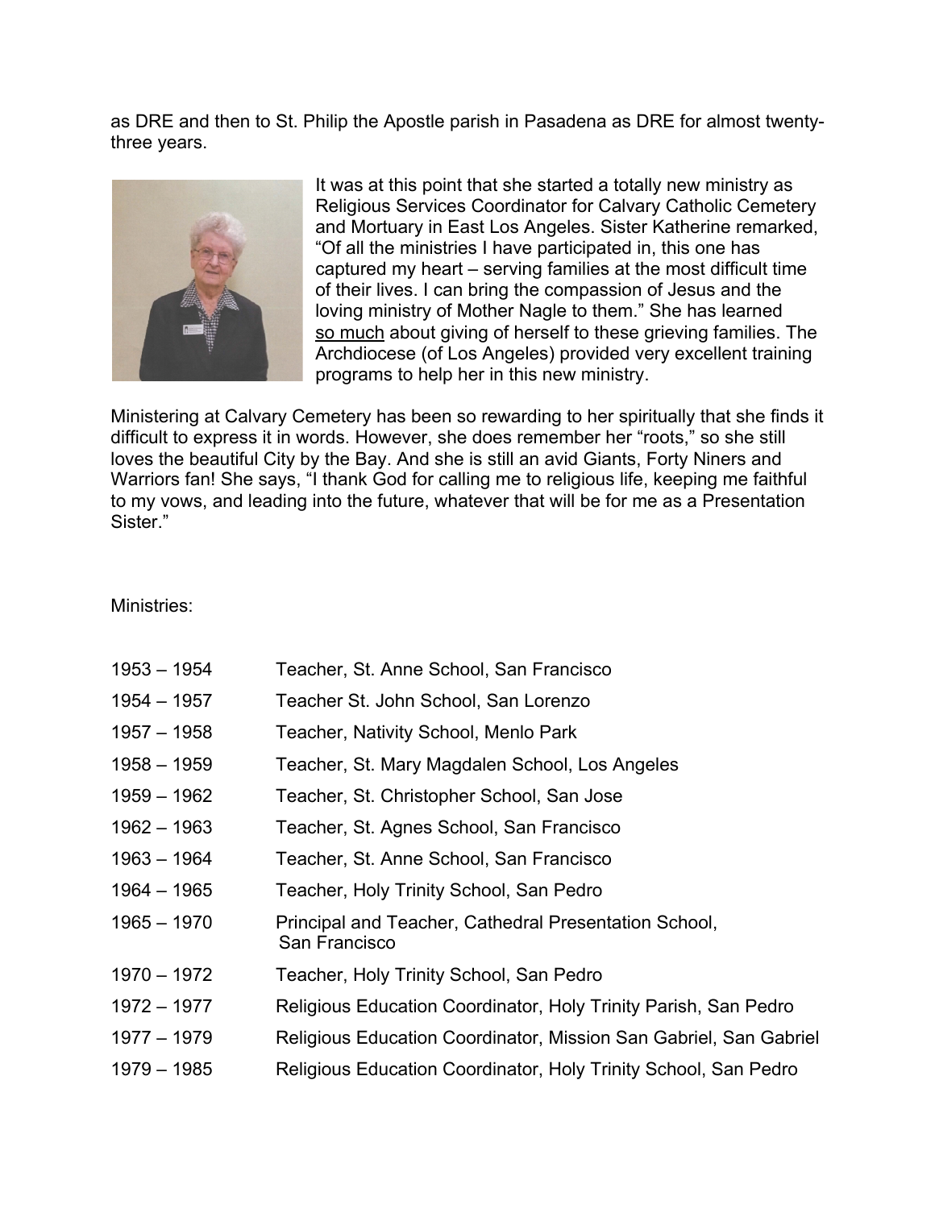as DRE and then to St. Philip the Apostle parish in Pasadena as DRE for almost twenty-three years.

It was at this point that she started a totally new ministry as Religious Services Coordinator for Calvary Catholic Cemetery and Mortuary in East Los Angeles. Sister Katherine remarked, "Of all the ministries I have participated in, this one has captured my heart – serving families at the most difficult time of their lives. I can bring the compassion of Jesus and the loving ministry of Mother Nagle to them." She has learned <u>so much</u> about giving of herself to these grieving families. The Archdiocese (of Los Angeles) provided very excellent training programs to help her in this new ministry.

Ministering at Calvary Cemetery has been so rewarding to her spiritually that she finds it difficult to express it in words. However, she does remember her "roots," so she still loves the beautiful City by the Bay. And she is still an avid Giants, Forty Niners and Warriors fan! She says, "I thank God for calling me to religious life, keeping me faithful to my vows, and leading into the future, whatever that will be for me as a Presentation Sister."

Ministries:

| | |
|---|---|
| 1953 – 1954 | Teacher, St. Anne School, San Francisco |
| 1954 – 1957 | Teacher St. John School, San Lorenzo |
| 1957 – 1958 | Teacher, Nativity School, Menlo Park |
| 1958 – 1959 | Teacher, St. Mary Magdalen School, Los Angeles |
| 1959 – 1962 | Teacher, St. Christopher School, San Jose |
| 1962 – 1963 | Teacher, St. Agnes School, San Francisco |
| 1963 – 1964 | Teacher, St. Anne School, San Francisco |
| 1964 – 1965 | Teacher, Holy Trinity School, San Pedro |
| 1965 – 1970 | Principal and Teacher, Cathedral Presentation School, San Francisco |
| 1970 – 1972 | Teacher, Holy Trinity School, San Pedro |
| 1972 – 1977 | Religious Education Coordinator, Holy Trinity Parish, San Pedro |
| 1977 – 1979 | Religious Education Coordinator, Mission San Gabriel, San Gabriel |
| 1979 – 1985 | Religious Education Coordinator, Holy Trinity School, San Pedro |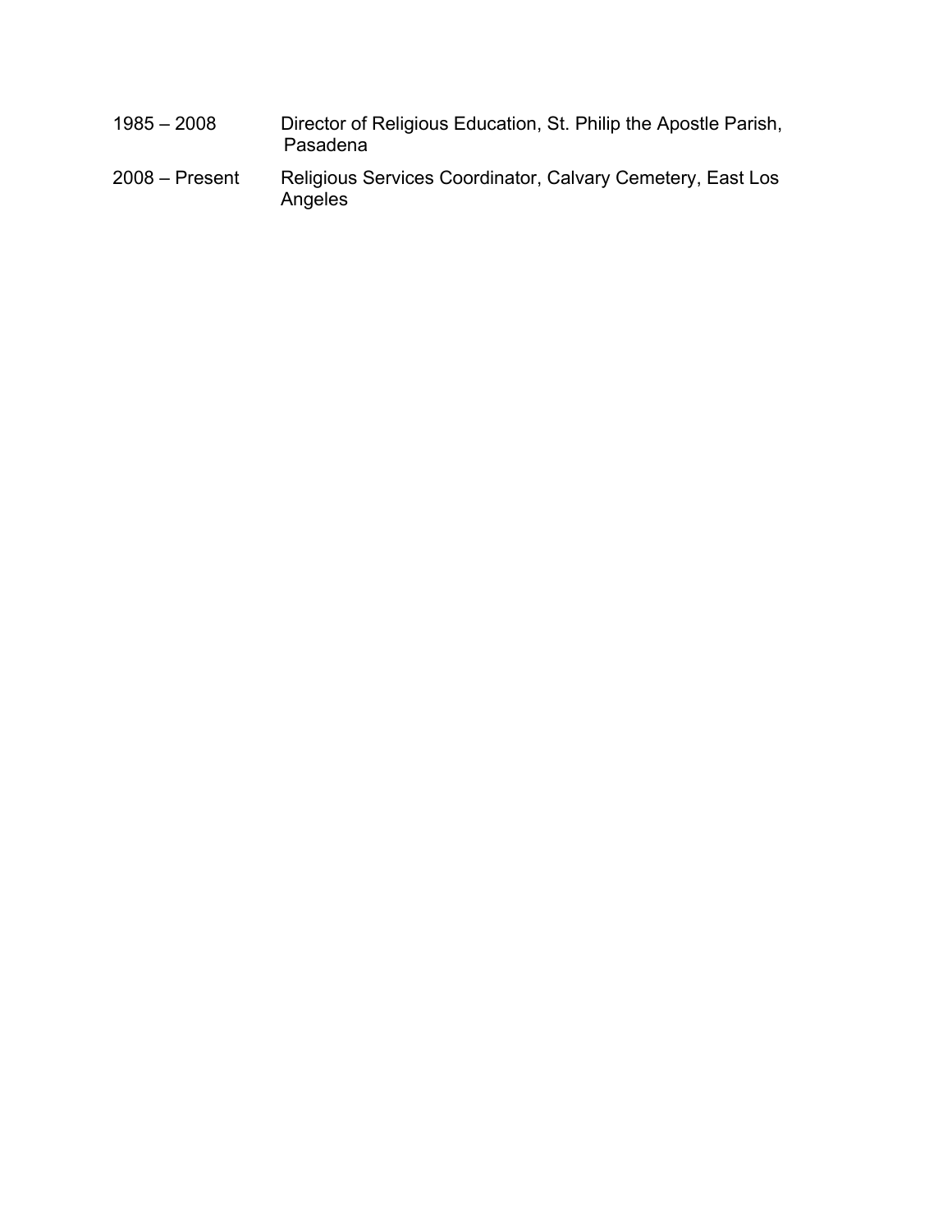| | |
|---|---|
| 1985 – 2008 | Director of Religious Education, St. Philip the Apostle Parish, Pasadena |
| 2008 – Present | Religious Services Coordinator, Calvary Cemetery, East Los Angeles |